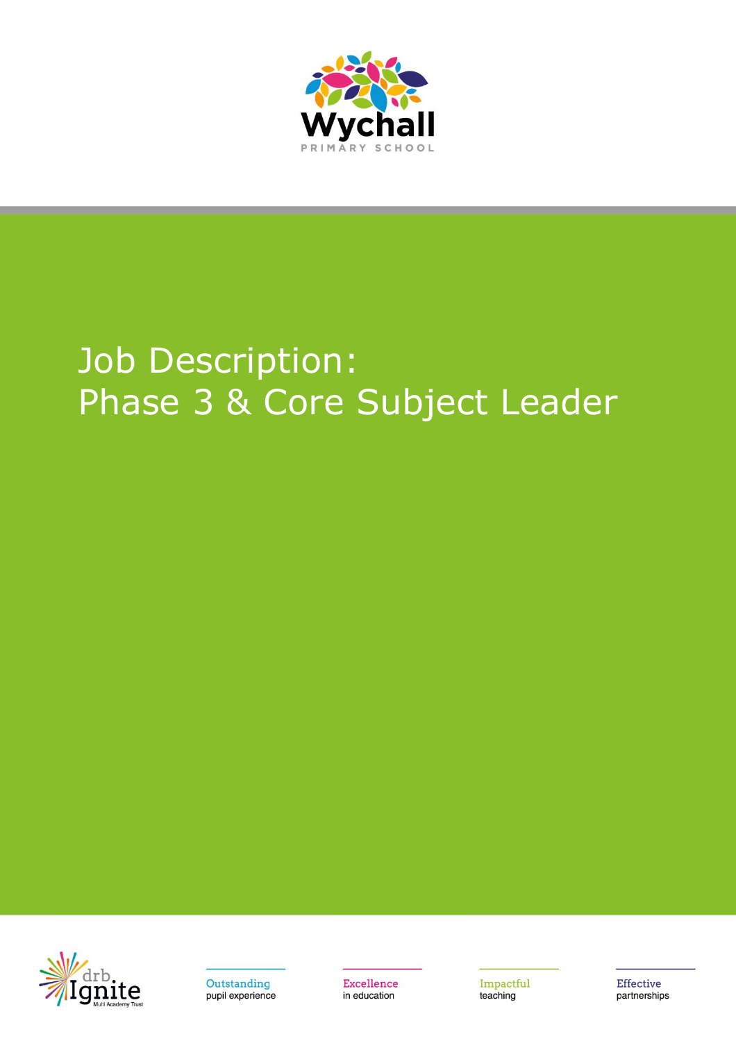Wychall

PRIMARY SCHOOL

# Job Description: Phase 3 & Core Subject Leader

drb Ignite Multi Academy Trust

Outstanding pupil experience

Excellence in education

Impactful teaching

Effective partnerships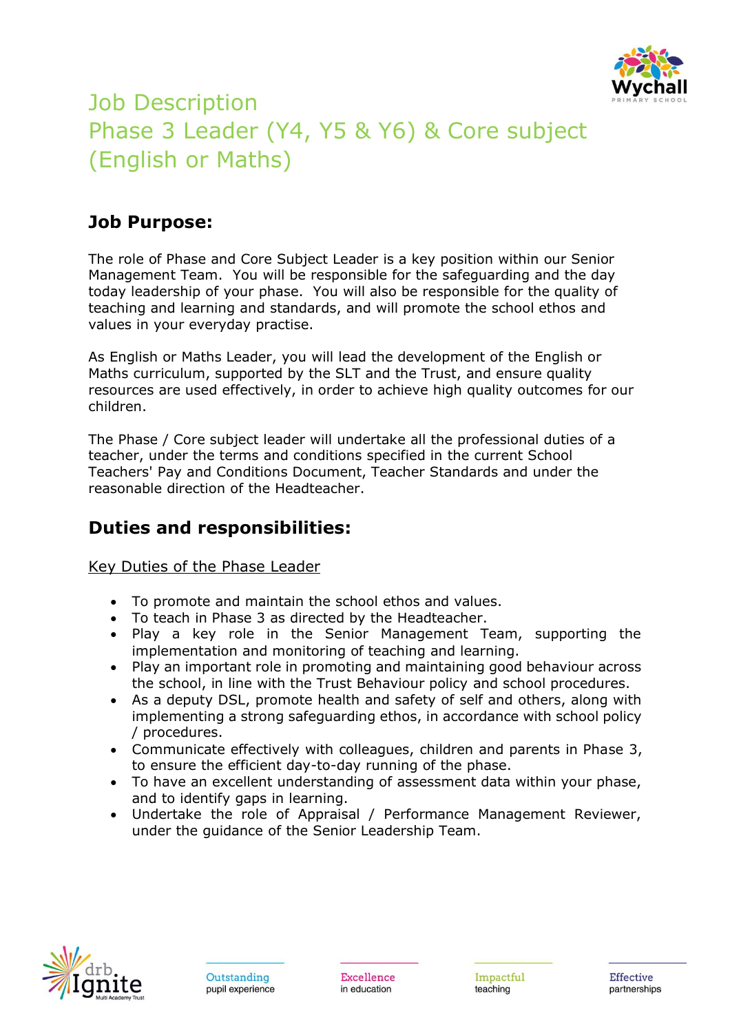# Job Description
# Phase 3 Leader (Y4, Y5 & Y6) & Core subject (English or Maths)

## Job Purpose:

The role of Phase and Core Subject Leader is a key position within our Senior Management Team. You will be responsible for the safeguarding and the day today leadership of your phase. You will also be responsible for the quality of teaching and learning and standards, and will promote the school ethos and values in your everyday practise.

As English or Maths Leader, you will lead the development of the English or Maths curriculum, supported by the SLT and the Trust, and ensure quality resources are used effectively, in order to achieve high quality outcomes for our children.

The Phase / Core subject leader will undertake all the professional duties of a teacher, under the terms and conditions specified in the current School Teachers' Pay and Conditions Document, Teacher Standards and under the reasonable direction of the Headteacher.

## Duties and responsibilities:

Key Duties of the Phase Leader

- To promote and maintain the school ethos and values.
- To teach in Phase 3 as directed by the Headteacher.
- Play a key role in the Senior Management Team, supporting the implementation and monitoring of teaching and learning.
- Play an important role in promoting and maintaining good behaviour across the school, in line with the Trust Behaviour policy and school procedures.
- As a deputy DSL, promote health and safety of self and others, along with implementing a strong safeguarding ethos, in accordance with school policy / procedures.
- Communicate effectively with colleagues, children and parents in Phase 3, to ensure the efficient day-to-day running of the phase.
- To have an excellent understanding of assessment data within your phase, and to identify gaps in learning.
- Undertake the role of Appraisal / Performance Management Reviewer, under the guidance of the Senior Leadership Team.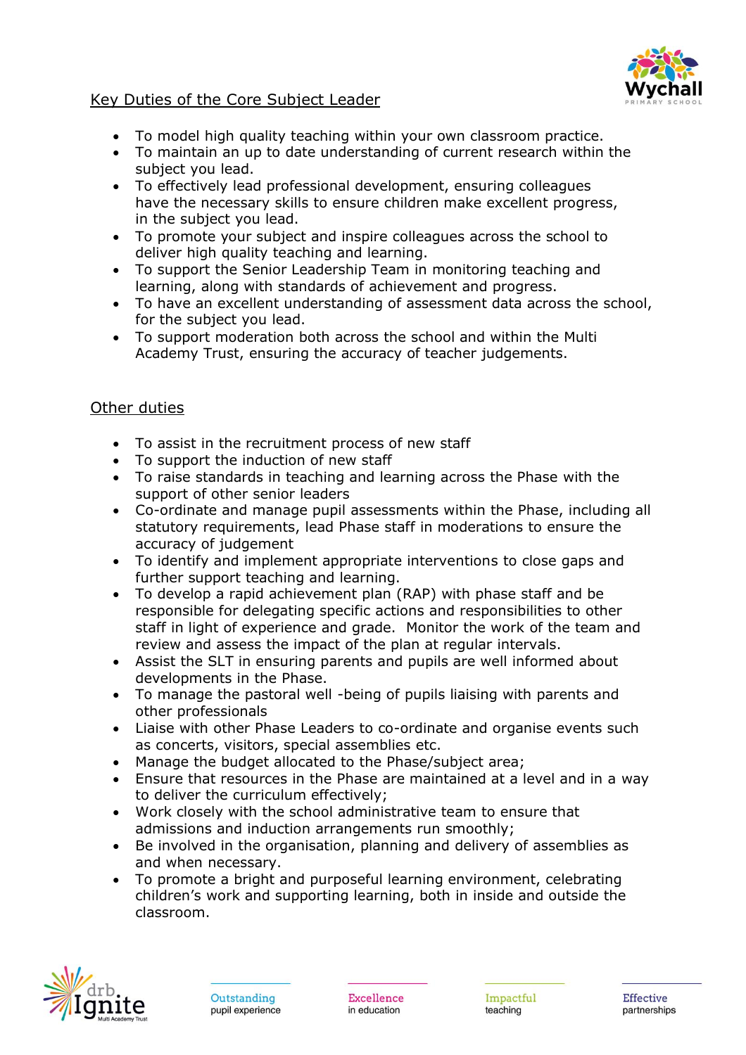## Key Duties of the Core Subject Leader

- To model high quality teaching within your own classroom practice.
- To maintain an up to date understanding of current research within the subject you lead.
- To effectively lead professional development, ensuring colleagues have the necessary skills to ensure children make excellent progress, in the subject you lead.
- To promote your subject and inspire colleagues across the school to deliver high quality teaching and learning.
- To support the Senior Leadership Team in monitoring teaching and learning, along with standards of achievement and progress.
- To have an excellent understanding of assessment data across the school, for the subject you lead.
- To support moderation both across the school and within the Multi Academy Trust, ensuring the accuracy of teacher judgements.

## Other duties

- To assist in the recruitment process of new staff
- To support the induction of new staff
- To raise standards in teaching and learning across the Phase with the support of other senior leaders
- Co-ordinate and manage pupil assessments within the Phase, including all statutory requirements, lead Phase staff in moderations to ensure the accuracy of judgement
- To identify and implement appropriate interventions to close gaps and further support teaching and learning.
- To develop a rapid achievement plan (RAP) with phase staff and be responsible for delegating specific actions and responsibilities to other staff in light of experience and grade. Monitor the work of the team and review and assess the impact of the plan at regular intervals.
- Assist the SLT in ensuring parents and pupils are well informed about developments in the Phase.
- To manage the pastoral well -being of pupils liaising with parents and other professionals
- Liaise with other Phase Leaders to co-ordinate and organise events such as concerts, visitors, special assemblies etc.
- Manage the budget allocated to the Phase/subject area;
- Ensure that resources in the Phase are maintained at a level and in a way to deliver the curriculum effectively;
- Work closely with the school administrative team to ensure that admissions and induction arrangements run smoothly;
- Be involved in the organisation, planning and delivery of assemblies as and when necessary.
- To promote a bright and purposeful learning environment, celebrating children's work and supporting learning, both in inside and outside the classroom.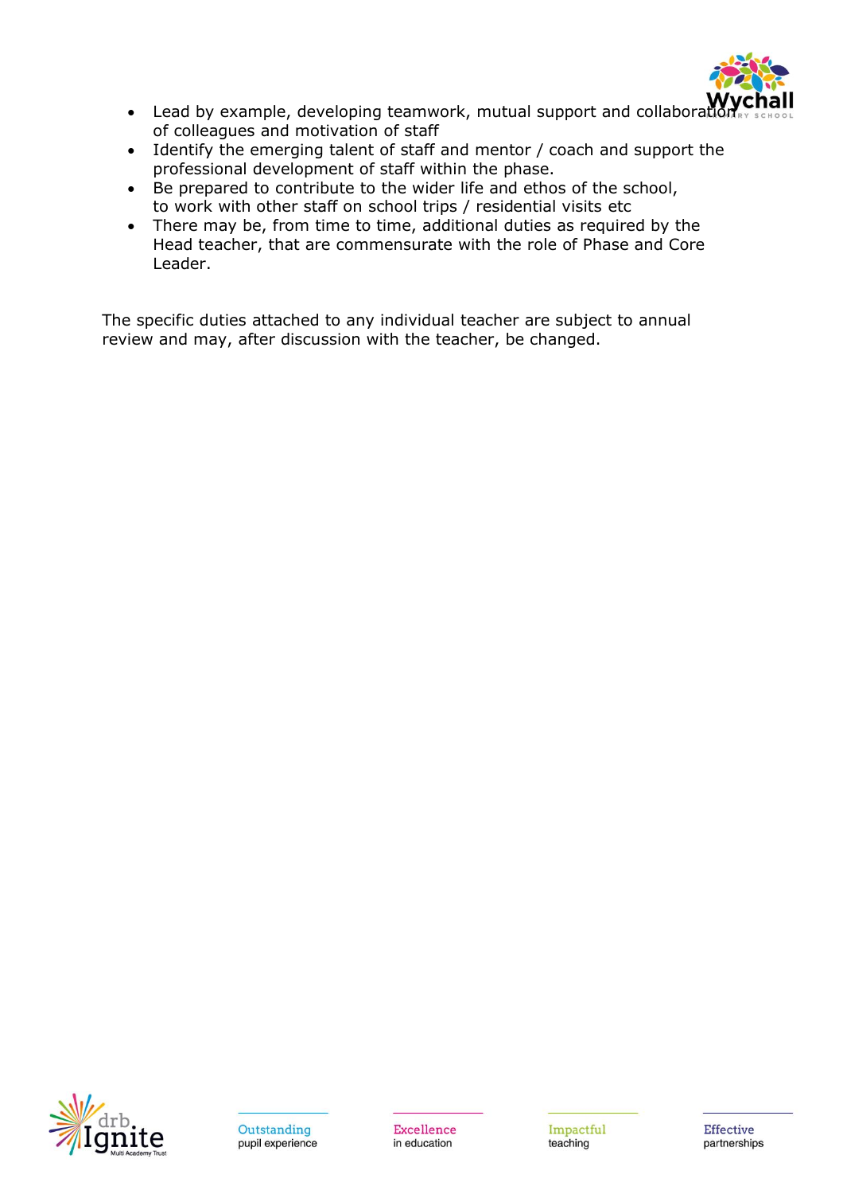- Lead by example, developing teamwork, mutual support and collaboration of colleagues and motivation of staff
- Identify the emerging talent of staff and mentor / coach and support the professional development of staff within the phase.
- Be prepared to contribute to the wider life and ethos of the school, to work with other staff on school trips / residential visits etc
- There may be, from time to time, additional duties as required by the Head teacher, that are commensurate with the role of Phase and Core Leader.

The specific duties attached to any individual teacher are subject to annual review and may, after discussion with the teacher, be changed.